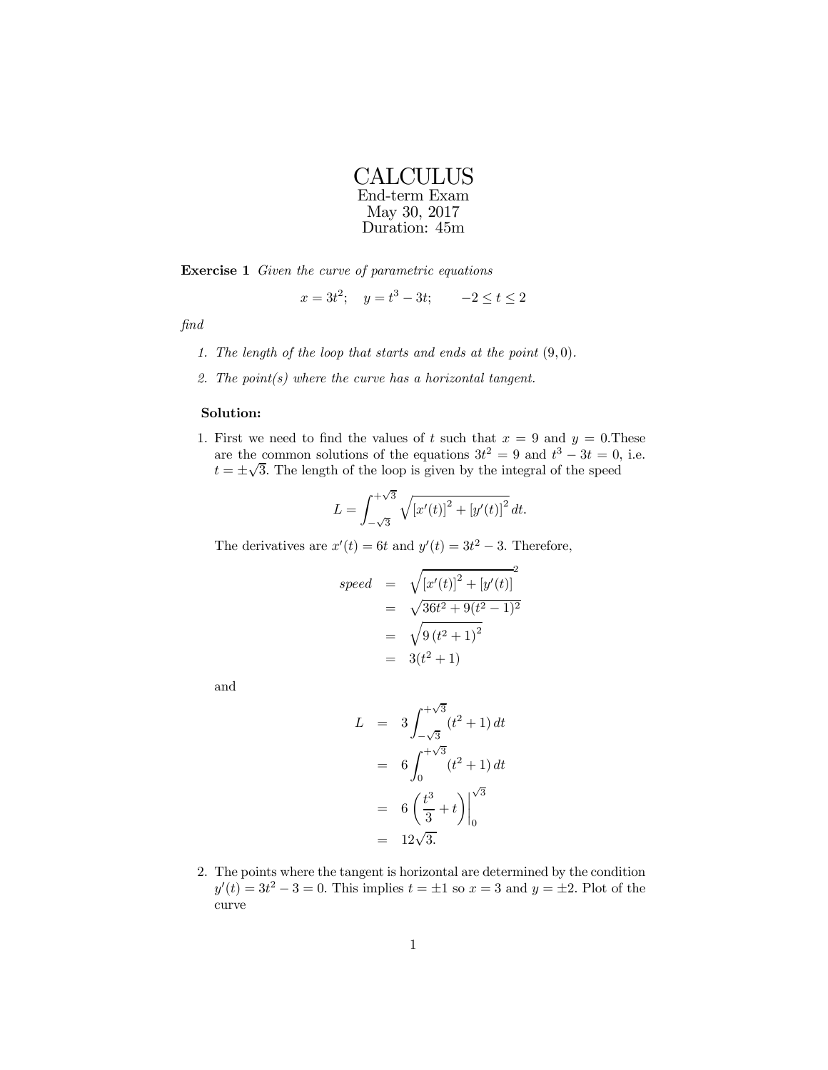# CALCULUS

End-term Exam
May 30, 2017
Duration: 45m

**Exercise 1** *Given the curve of parametric equations*

$$x = 3t^2; \quad y = t^3 - 3t; \qquad -2 \le t \le 2$$

*find*

1. *The length of the loop that starts and ends at the point* $(9, 0)$.
2. *The point(s) where the curve has a horizontal tangent.*

**Solution:**

1. First we need to find the values of $t$ such that $x = 9$ and $y = 0$.These are the common solutions of the equations $3t^2 = 9$ and $t^3 - 3t = 0$, i.e. $t = \pm\sqrt{3}$. The length of the loop is given by the integral of the speed

$$L = \int_{-\sqrt{3}}^{+\sqrt{3}} \sqrt{[x'(t)]^2 + [y'(t)]^2}\, dt.$$

The derivatives are $x'(t) = 6t$ and $y'(t) = 3t^2 - 3$. Therefore,

$$\begin{aligned} speed &= \sqrt{[x'(t)]^2 + [y'(t)]^2}^2 \\ &= \sqrt{36t^2 + 9(t^2 - 1)^2} \\ &= \sqrt{9\left(t^2 + 1\right)^2} \\ &= 3(t^2 + 1) \end{aligned}$$

and

$$\begin{aligned} L &= 3\int_{-\sqrt{3}}^{+\sqrt{3}} (t^2 + 1)\, dt \\ &= 6\int_{0}^{+\sqrt{3}} (t^2 + 1)\, dt \\ &= 6\left(\frac{t^3}{3} + t\right)\Big|_0^{\sqrt{3}} \\ &= 12\sqrt{3}. \end{aligned}$$

2. The points where the tangent is horizontal are determined by the condition $y'(t) = 3t^2 - 3 = 0$. This implies $t = \pm 1$ so $x = 3$ and $y = \pm 2$. Plot of the curve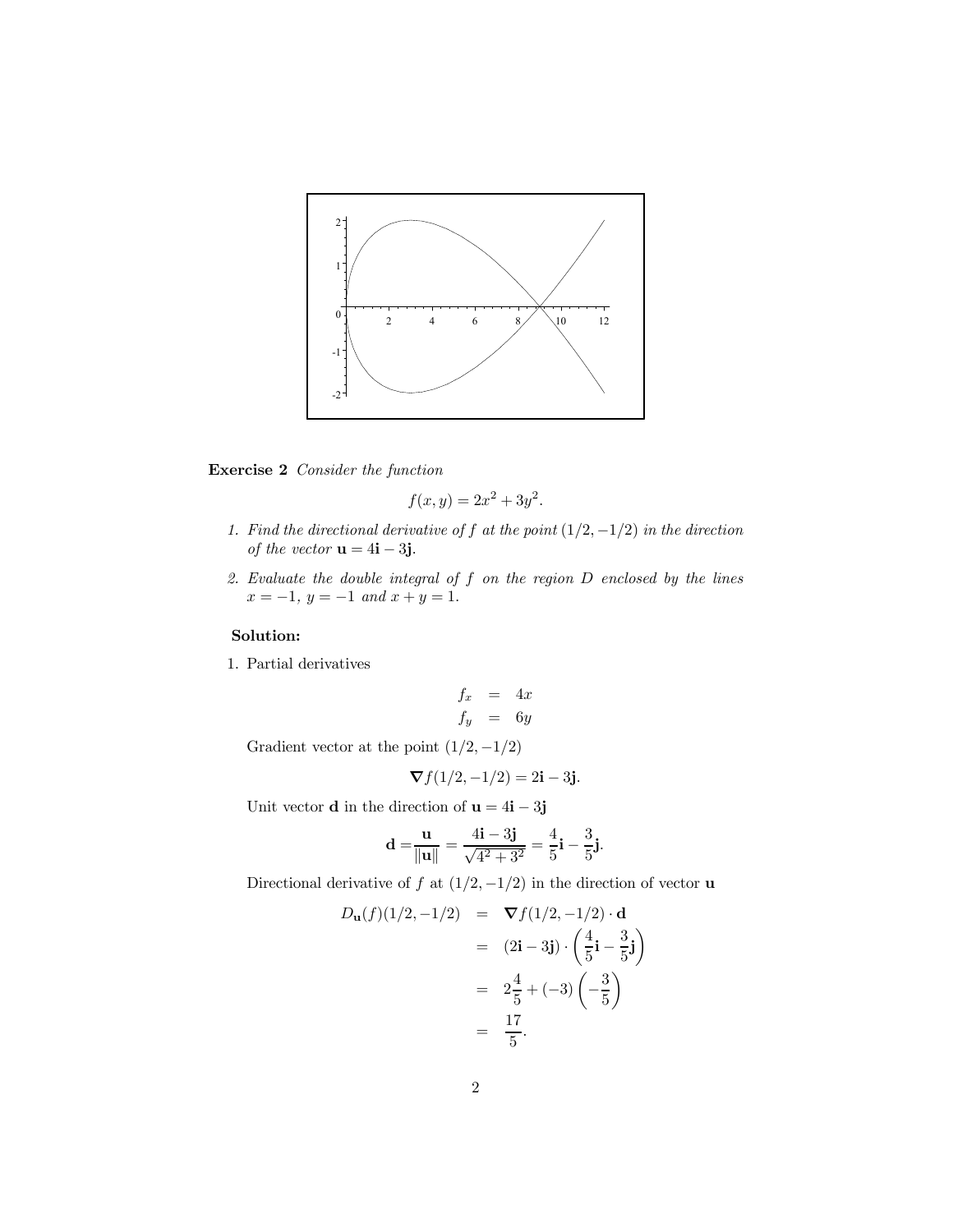**Exercise 2** *Consider the function*

$$f(x,y) = 2x^2 + 3y^2.$$

1. *Find the directional derivative of $f$ at the point $(1/2, -1/2)$ in the direction of the vector $\mathbf{u} = 4\mathbf{i} - 3\mathbf{j}$.*
2. *Evaluate the double integral of $f$ on the region $D$ enclosed by the lines $x = -1$, $y = -1$ and $x + y = 1$.*

**Solution:**

1. Partial derivatives

$$\begin{aligned} f_x &= 4x \\ f_y &= 6y \end{aligned}$$

Gradient vector at the point $(1/2, -1/2)$

$$\nabla f(1/2, -1/2) = 2\mathbf{i} - 3\mathbf{j}.$$

Unit vector $\mathbf{d}$ in the direction of $\mathbf{u} = 4\mathbf{i} - 3\mathbf{j}$

$$\mathbf{d} = \frac{\mathbf{u}}{\|\mathbf{u}\|} = \frac{4\mathbf{i} - 3\mathbf{j}}{\sqrt{4^2 + 3^2}} = \frac{4}{5}\mathbf{i} - \frac{3}{5}\mathbf{j}.$$

Directional derivative of $f$ at $(1/2, -1/2)$ in the direction of vector $\mathbf{u}$

$$\begin{aligned} D_{\mathbf{u}}(f)(1/2, -1/2) &= \nabla f(1/2, -1/2) \cdot \mathbf{d} \\ &= (2\mathbf{i} - 3\mathbf{j}) \cdot \left(\frac{4}{5}\mathbf{i} - \frac{3}{5}\mathbf{j}\right) \\ &= 2\frac{4}{5} + (-3)\left(-\frac{3}{5}\right) \\ &= \frac{17}{5}. \end{aligned}$$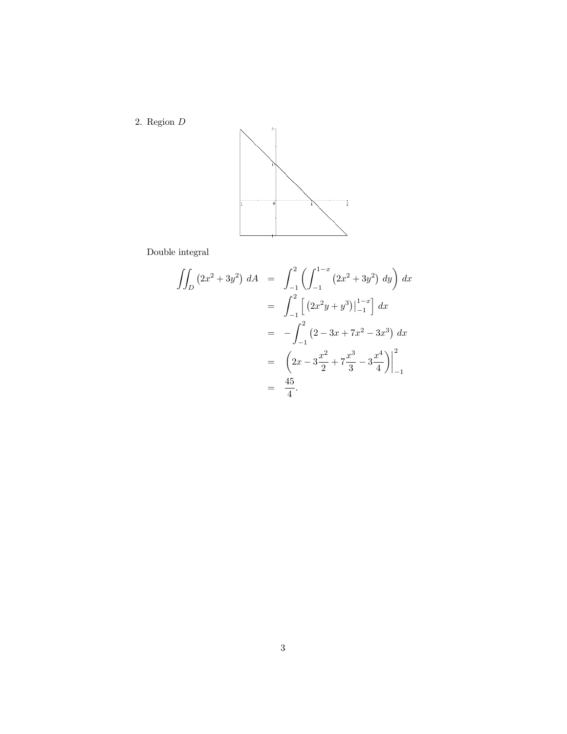2. Region $D$

2
1
0
1
2
-1

Double integral

$$
\begin{aligned}
\iint_D \left(2x^2 + 3y^2\right)\, dA &= \int_{-1}^{2} \left( \int_{-1}^{1-x} \left(2x^2 + 3y^2\right)\, dy \right) dx \\
&= \int_{-1}^{2} \left[ \left(2x^2 y + y^3\right)\Big|_{-1}^{1-x} \right] dx \\
&= -\int_{-1}^{2} \left(2 - 3x + 7x^2 - 3x^3\right) dx \\
&= \left( 2x - 3\frac{x^2}{2} + 7\frac{x^3}{3} - 3\frac{x^4}{4} \right)\Bigg|_{-1}^{2} \\
&= \frac{45}{4}.
\end{aligned}
$$